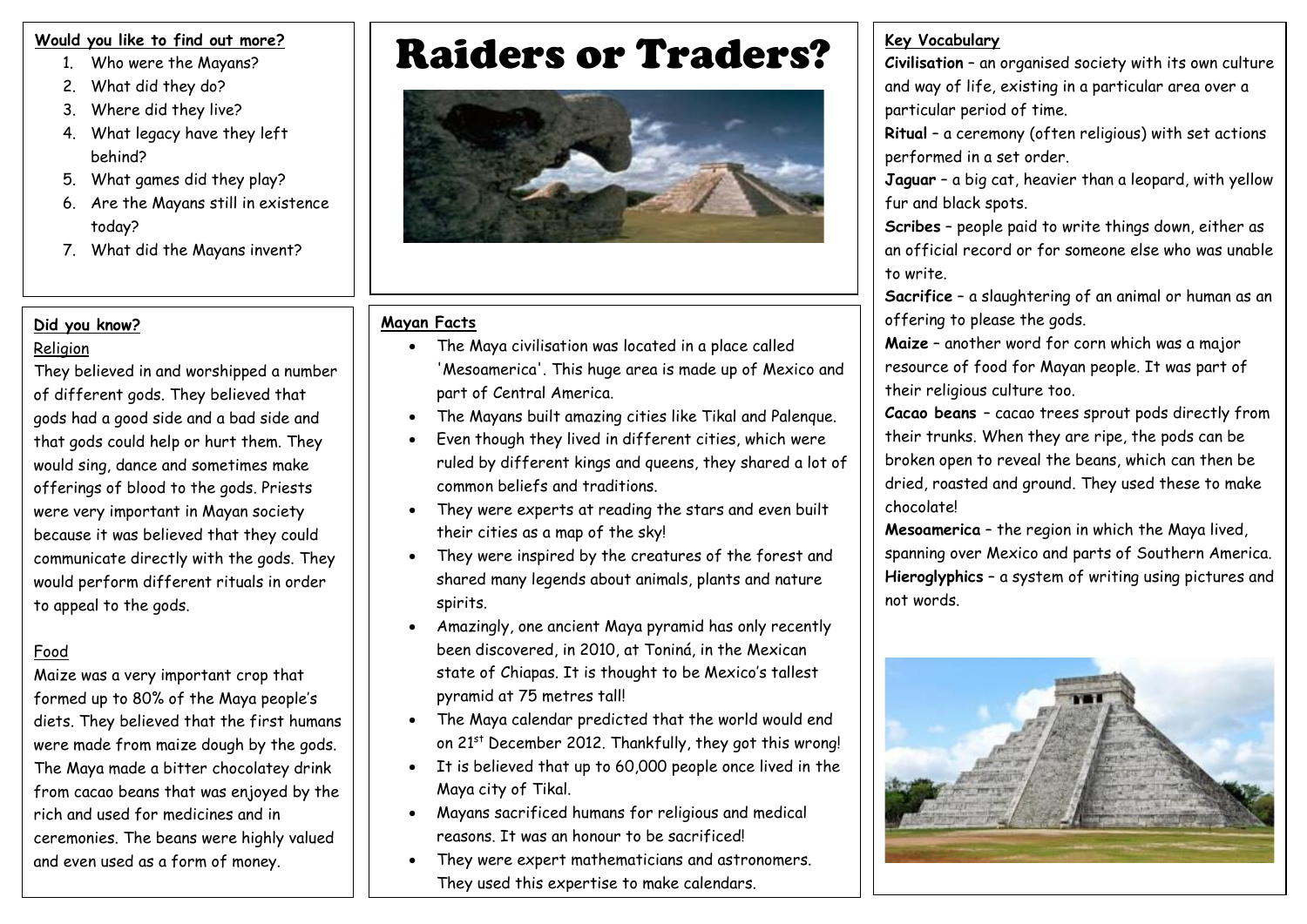# Raiders or Traders?

**Would you like to find out more?**

1. Who were the Mayans?
2. What did they do?
3. Where did they live?
4. What legacy have they left behind?
5. What games did they play?
6. Are the Mayans still in existence today?
7. What did the Mayans invent?

**Did you know?**

Religion

They believed in and worshipped a number of different gods. They believed that gods had a good side and a bad side and that gods could help or hurt them. They would sing, dance and sometimes make offerings of blood to the gods. Priests were very important in Mayan society because it was believed that they could communicate directly with the gods. They would perform different rituals in order to appeal to the gods.

Food

Maize was a very important crop that formed up to 80% of the Maya people's diets. They believed that the first humans were made from maize dough by the gods. The Maya made a bitter chocolatey drink from cacao beans that was enjoyed by the rich and used for medicines and in ceremonies. The beans were highly valued and even used as a form of money.

**Mayan Facts**

- The Maya civilisation was located in a place called 'Mesoamerica'. This huge area is made up of Mexico and part of Central America.
- The Mayans built amazing cities like Tikal and Palenque.
- Even though they lived in different cities, which were ruled by different kings and queens, they shared a lot of common beliefs and traditions.
- They were experts at reading the stars and even built their cities as a map of the sky!
- They were inspired by the creatures of the forest and shared many legends about animals, plants and nature spirits.
- Amazingly, one ancient Maya pyramid has only recently been discovered, in 2010, at Toniná, in the Mexican state of Chiapas. It is thought to be Mexico's tallest pyramid at 75 metres tall!
- The Maya calendar predicted that the world would end on 21st December 2012. Thankfully, they got this wrong!
- It is believed that up to 60,000 people once lived in the Maya city of Tikal.
- Mayans sacrificed humans for religious and medical reasons. It was an honour to be sacrificed!
- They were expert mathematicians and astronomers. They used this expertise to make calendars.

**Key Vocabulary**

**Civilisation** – an organised society with its own culture and way of life, existing in a particular area over a particular period of time.

**Ritual** – a ceremony (often religious) with set actions performed in a set order.

**Jaguar** – a big cat, heavier than a leopard, with yellow fur and black spots.

**Scribes** – people paid to write things down, either as an official record or for someone else who was unable to write.

**Sacrifice** – a slaughtering of an animal or human as an offering to please the gods.

**Maize** – another word for corn which was a major resource of food for Mayan people. It was part of their religious culture too.

**Cacao beans** – cacao trees sprout pods directly from their trunks. When they are ripe, the pods can be broken open to reveal the beans, which can then be dried, roasted and ground. They used these to make chocolate!

**Mesoamerica** – the region in which the Maya lived, spanning over Mexico and parts of Southern America.

**Hieroglyphics** – a system of writing using pictures and not words.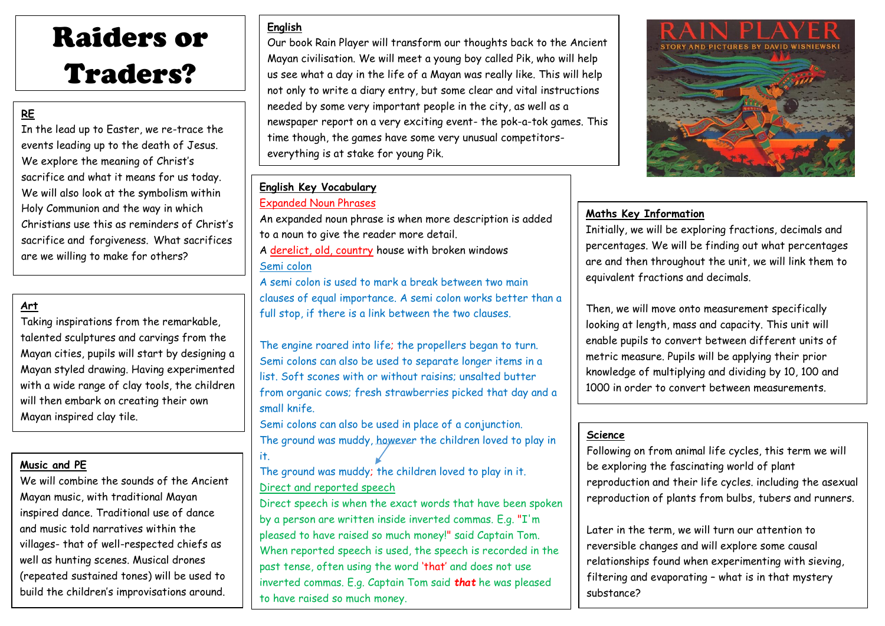# Raiders or Traders?

## RE

In the lead up to Easter, we re-trace the events leading up to the death of Jesus. We explore the meaning of Christ's sacrifice and what it means for us today. We will also look at the symbolism within Holy Communion and the way in which Christians use this as reminders of Christ's sacrifice and forgiveness. What sacrifices are we willing to make for others?

## Art

Taking inspirations from the remarkable, talented sculptures and carvings from the Mayan cities, pupils will start by designing a Mayan styled drawing. Having experimented with a wide range of clay tools, the children will then embark on creating their own Mayan inspired clay tile.

## Music and PE

We will combine the sounds of the Ancient Mayan music, with traditional Mayan inspired dance. Traditional use of dance and music told narratives within the villages- that of well-respected chiefs as well as hunting scenes. Musical drones (repeated sustained tones) will be used to build the children's improvisations around.

## English

Our book Rain Player will transform our thoughts back to the Ancient Mayan civilisation. We will meet a young boy called Pik, who will help us see what a day in the life of a Mayan was really like. This will help not only to write a diary entry, but some clear and vital instructions needed by some very important people in the city, as well as a newspaper report on a very exciting event- the pok-a-tok games. This time though, the games have some very unusual competitors- everything is at stake for young Pik.

RAIN PLAYER
STORY AND PICTURES BY DAVID WISNIEWSKI

## English Key Vocabulary

Expanded Noun Phrases

An expanded noun phrase is when more description is added to a noun to give the reader more detail.

A derelict, old, country house with broken windows

Semi colon

A semi colon is used to mark a break between two main clauses of equal importance. A semi colon works better than a full stop, if there is a link between the two clauses.

The engine roared into life; the propellers began to turn.

Semi colons can also be used to separate longer items in a list. Soft scones with or without raisins; unsalted butter from organic cows; fresh strawberries picked that day and a small knife.

Semi colons can also be used in place of a conjunction.

The ground was muddy, however the children loved to play in it.

The ground was muddy; the children loved to play in it.

Direct and reported speech

Direct speech is when the exact words that have been spoken by a person are written inside inverted commas. E.g. "I'm pleased to have raised so much money!" said Captain Tom.

When reported speech is used, the speech is recorded in the past tense, often using the word 'that' and does not use inverted commas. E.g. Captain Tom said ***that*** he was pleased to have raised so much money.

## Maths Key Information

Initially, we will be exploring fractions, decimals and percentages. We will be finding out what percentages are and then throughout the unit, we will link them to equivalent fractions and decimals.

Then, we will move onto measurement specifically looking at length, mass and capacity. This unit will enable pupils to convert between different units of metric measure. Pupils will be applying their prior knowledge of multiplying and dividing by 10, 100 and 1000 in order to convert between measurements.

## Science

Following on from animal life cycles, this term we will be exploring the fascinating world of plant reproduction and their life cycles. including the asexual reproduction of plants from bulbs, tubers and runners.

Later in the term, we will turn our attention to reversible changes and will explore some causal relationships found when experimenting with sieving, filtering and evaporating – what is in that mystery substance?